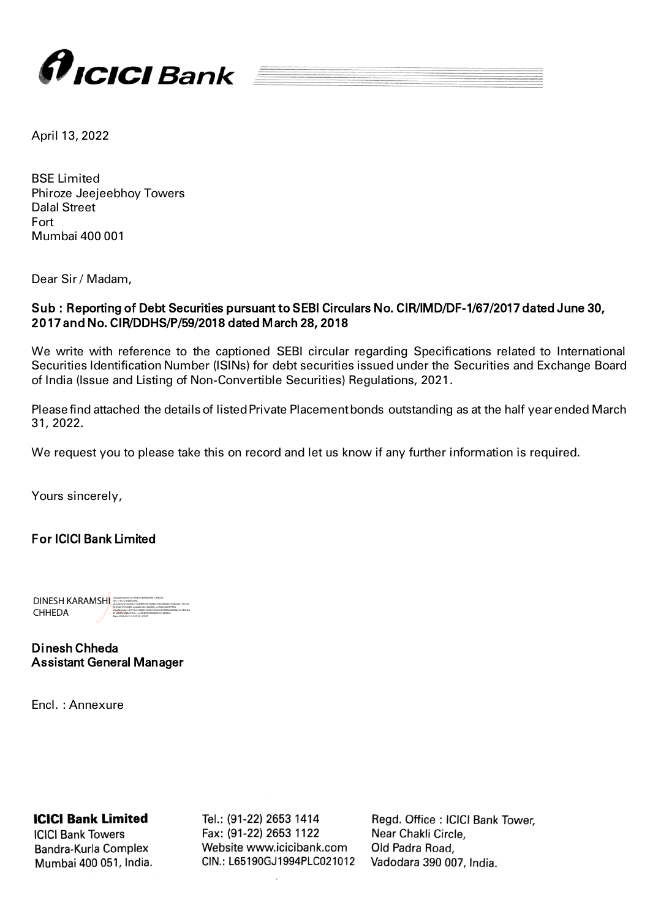April 13, 2022

BSE Limited
Phiroze Jeejeebhoy Towers
Dalal Street
Fort
Mumbai 400 001

Dear Sir / Madam,

**Sub : Reporting of Debt Securities pursuant to SEBI Circulars No. CIR/IMD/DF-1/67/2017 dated June 30, 2017 and No. CIR/DDHS/P/59/2018 dated March 28, 2018**

We write with reference to the captioned SEBI circular regarding Specifications related to International Securities Identification Number (ISINs) for debt securities issued under the Securities and Exchange Board of India (Issue and Listing of Non-Convertible Securities) Regulations, 2021.

Please find attached the details of listed Private Placement bonds outstanding as at the half year ended March 31, 2022.

We request you to please take this on record and let us know if any further information is required.

Yours sincerely,

**For ICICI Bank Limited**

DINESH KARAMSHI CHHEDA

**Dinesh Chheda**
**Assistant General Manager**

Encl. : Annexure

**ICICI Bank Limited**
ICICI Bank Towers
Bandra-Kurla Complex
Mumbai 400 051, India.

Tel.: (91-22) 2653 1414
Fax: (91-22) 2653 1122
Website www.icicibank.com
CIN.: L65190GJ1994PLC021012

Regd. Office : ICICI Bank Tower,
Near Chakli Circle,
Old Padra Road,
Vadodara 390 007, India.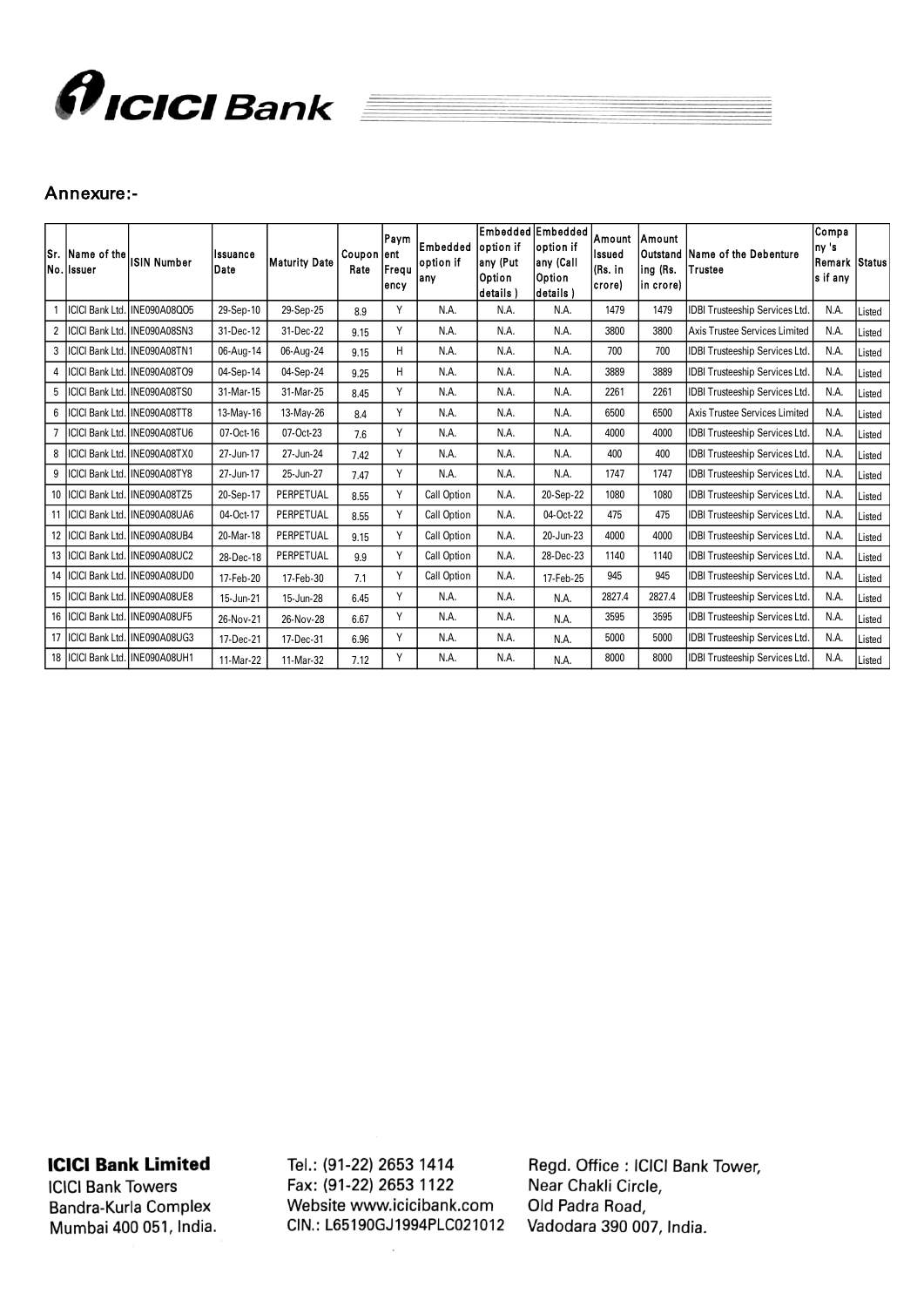## Annexure:-

| Sr. No. | Name of the Issuer | ISIN Number | Issuance Date | Maturity Date | Coupon Rate | Payment Frequency | Embedded option if any | Embedded option if any (Put Option details ) | Embedded option if any (Call Option details ) | Amount Issued (Rs. in crore) | Amount Outstanding (Rs. in crore) | Name of the Debenture Trustee | Company 's Remarks if any | Status |
|---|---|---|---|---|---|---|---|---|---|---|---|---|---|---|
| 1 | ICICI Bank Ltd. | INE090A08QO5 | 29-Sep-10 | 29-Sep-25 | 8.9 | Y | N.A. | N.A. | N.A. | 1479 | 1479 | IDBI Trusteeship Services Ltd. | N.A. | Listed |
| 2 | ICICI Bank Ltd. | INE090A08SN3 | 31-Dec-12 | 31-Dec-22 | 9.15 | Y | N.A. | N.A. | N.A. | 3800 | 3800 | Axis Trustee Services Limited | N.A. | Listed |
| 3 | ICICI Bank Ltd. | INE090A08TN1 | 06-Aug-14 | 06-Aug-24 | 9.15 | H | N.A. | N.A. | N.A. | 700 | 700 | IDBI Trusteeship Services Ltd. | N.A. | Listed |
| 4 | ICICI Bank Ltd. | INE090A08TO9 | 04-Sep-14 | 04-Sep-24 | 9.25 | H | N.A. | N.A. | N.A. | 3889 | 3889 | IDBI Trusteeship Services Ltd. | N.A. | Listed |
| 5 | ICICI Bank Ltd. | INE090A08TS0 | 31-Mar-15 | 31-Mar-25 | 8.45 | Y | N.A. | N.A. | N.A. | 2261 | 2261 | IDBI Trusteeship Services Ltd. | N.A. | Listed |
| 6 | ICICI Bank Ltd. | INE090A08TT8 | 13-May-16 | 13-May-26 | 8.4 | Y | N.A. | N.A. | N.A. | 6500 | 6500 | Axis Trustee Services Limited | N.A. | Listed |
| 7 | ICICI Bank Ltd. | INE090A08TU6 | 07-Oct-16 | 07-Oct-23 | 7.6 | Y | N.A. | N.A. | N.A. | 4000 | 4000 | IDBI Trusteeship Services Ltd. | N.A. | Listed |
| 8 | ICICI Bank Ltd. | INE090A08TX0 | 27-Jun-17 | 27-Jun-24 | 7.42 | Y | N.A. | N.A. | N.A. | 400 | 400 | IDBI Trusteeship Services Ltd. | N.A. | Listed |
| 9 | ICICI Bank Ltd. | INE090A08TY8 | 27-Jun-17 | 25-Jun-27 | 7.47 | Y | N.A. | N.A. | N.A. | 1747 | 1747 | IDBI Trusteeship Services Ltd. | N.A. | Listed |
| 10 | ICICI Bank Ltd. | INE090A08TZ5 | 20-Sep-17 | PERPETUAL | 8.55 | Y | Call Option | N.A. | 20-Sep-22 | 1080 | 1080 | IDBI Trusteeship Services Ltd. | N.A. | Listed |
| 11 | ICICI Bank Ltd. | INE090A08UA6 | 04-Oct-17 | PERPETUAL | 8.55 | Y | Call Option | N.A. | 04-Oct-22 | 475 | 475 | IDBI Trusteeship Services Ltd. | N.A. | Listed |
| 12 | ICICI Bank Ltd. | INE090A08UB4 | 20-Mar-18 | PERPETUAL | 9.15 | Y | Call Option | N.A. | 20-Jun-23 | 4000 | 4000 | IDBI Trusteeship Services Ltd. | N.A. | Listed |
| 13 | ICICI Bank Ltd. | INE090A08UC2 | 28-Dec-18 | PERPETUAL | 9.9 | Y | Call Option | N.A. | 28-Dec-23 | 1140 | 1140 | IDBI Trusteeship Services Ltd. | N.A. | Listed |
| 14 | ICICI Bank Ltd. | INE090A08UD0 | 17-Feb-20 | 17-Feb-30 | 7.1 | Y | Call Option | N.A. | 17-Feb-25 | 945 | 945 | IDBI Trusteeship Services Ltd. | N.A. | Listed |
| 15 | ICICI Bank Ltd. | INE090A08UE8 | 15-Jun-21 | 15-Jun-28 | 6.45 | Y | N.A. | N.A. | N.A. | 2827.4 | 2827.4 | IDBI Trusteeship Services Ltd. | N.A. | Listed |
| 16 | ICICI Bank Ltd. | INE090A08UF5 | 26-Nov-21 | 26-Nov-28 | 6.67 | Y | N.A. | N.A. | N.A. | 3595 | 3595 | IDBI Trusteeship Services Ltd. | N.A. | Listed |
| 17 | ICICI Bank Ltd. | INE090A08UG3 | 17-Dec-21 | 17-Dec-31 | 6.96 | Y | N.A. | N.A. | N.A. | 5000 | 5000 | IDBI Trusteeship Services Ltd. | N.A. | Listed |
| 18 | ICICI Bank Ltd. | INE090A08UH1 | 11-Mar-22 | 11-Mar-32 | 7.12 | Y | N.A. | N.A. | N.A. | 8000 | 8000 | IDBI Trusteeship Services Ltd. | N.A. | Listed |

**ICICI Bank Limited**
ICICI Bank Towers
Bandra-Kurla Complex
Mumbai 400 051, India.

Tel.: (91-22) 2653 1414
Fax: (91-22) 2653 1122
Website www.icicibank.com
CIN.: L65190GJ1994PLC021012

Regd. Office : ICICI Bank Tower,
Near Chakli Circle,
Old Padra Road,
Vadodara 390 007, India.